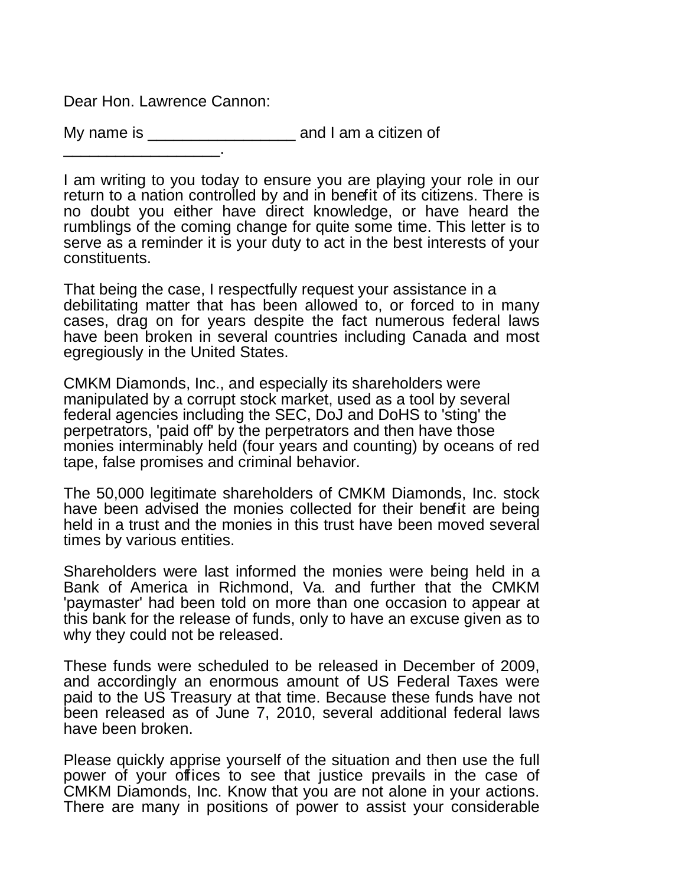Dear Hon. Lawrence Cannon:

My name is _________________ and I am a citizen of __________________.

I am writing to you today to ensure you are playing your role in our return to a nation controlled by and in benefit of its citizens. There is no doubt you either have direct knowledge, or have heard the rumblings of the coming change for quite some time. This letter is to serve as a reminder it is your duty to act in the best interests of your constituents.

That being the case, I respectfully request your assistance in a debilitating matter that has been allowed to, or forced to in many cases, drag on for years despite the fact numerous federal laws have been broken in several countries including Canada and most egregiously in the United States.

CMKM Diamonds, Inc., and especially its shareholders were manipulated by a corrupt stock market, used as a tool by several federal agencies including the SEC, DoJ and DoHS to 'sting' the perpetrators, 'paid off' by the perpetrators and then have those monies interminably held (four years and counting) by oceans of red tape, false promises and criminal behavior.

The 50,000 legitimate shareholders of CMKM Diamonds, Inc. stock have been advised the monies collected for their benefit are being held in a trust and the monies in this trust have been moved several times by various entities.

Shareholders were last informed the monies were being held in a Bank of America in Richmond, Va. and further that the CMKM 'paymaster' had been told on more than one occasion to appear at this bank for the release of funds, only to have an excuse given as to why they could not be released.

These funds were scheduled to be released in December of 2009, and accordingly an enormous amount of US Federal Taxes were paid to the US Treasury at that time. Because these funds have not been released as of June 7, 2010, several additional federal laws have been broken.

Please quickly apprise yourself of the situation and then use the full power of your offices to see that justice prevails in the case of CMKM Diamonds, Inc. Know that you are not alone in your actions. There are many in positions of power to assist your considerable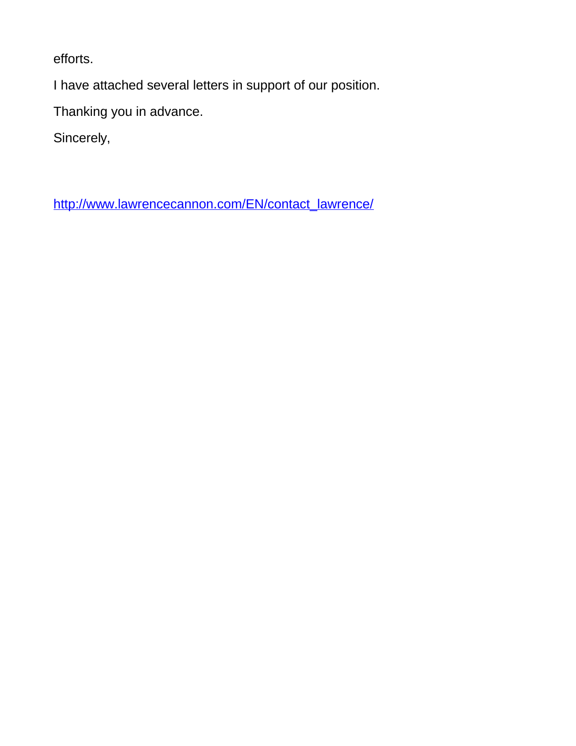efforts.

I have attached several letters in support of our position.

Thanking you in advance.

Sincerely,

http://www.lawrencecannon.com/EN/contact_lawrence/